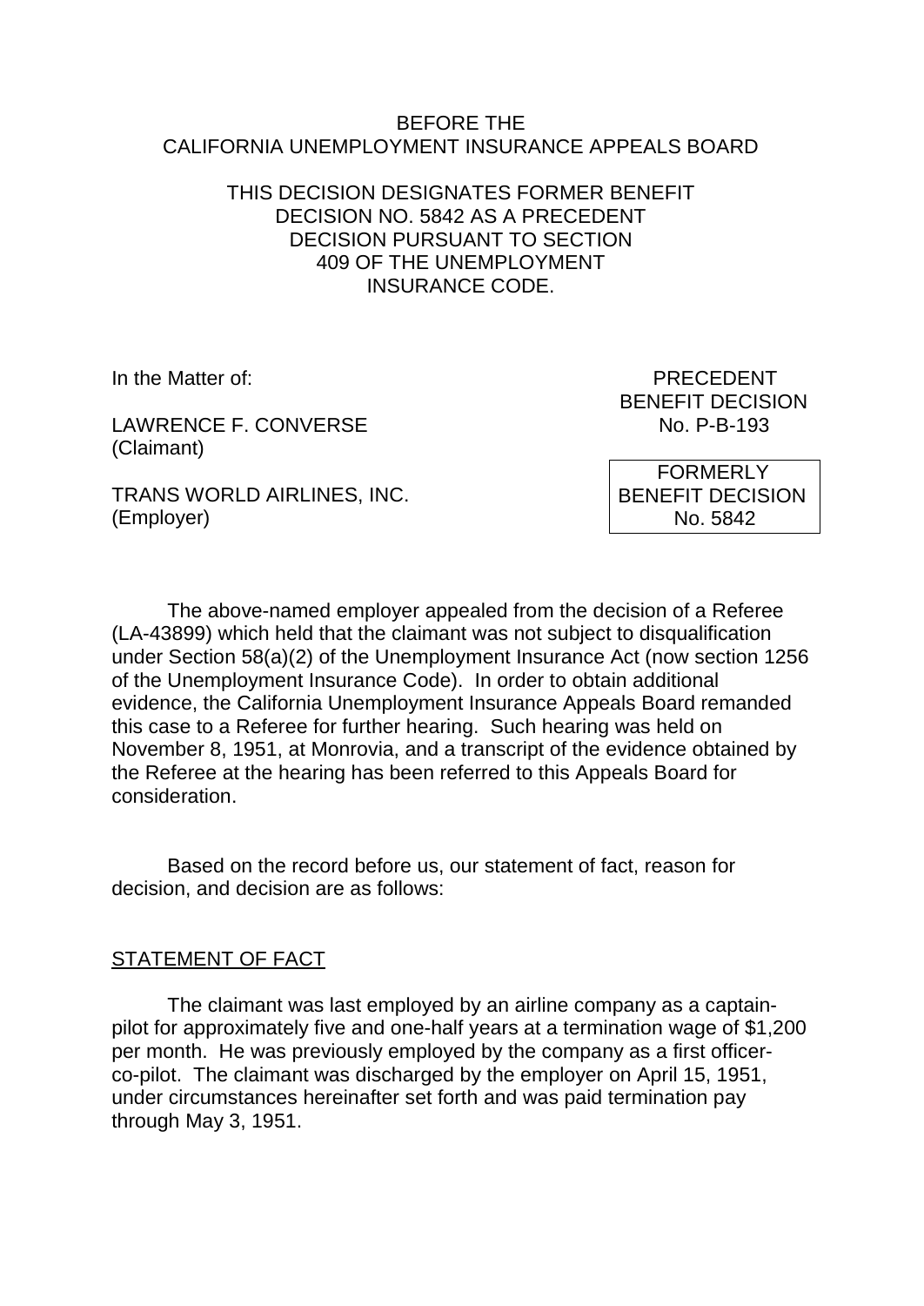BEFORE THE
CALIFORNIA UNEMPLOYMENT INSURANCE APPEALS BOARD

THIS DECISION DESIGNATES FORMER BENEFIT DECISION NO. 5842 AS A PRECEDENT DECISION PURSUANT TO SECTION 409 OF THE UNEMPLOYMENT INSURANCE CODE.

In the Matter of:

LAWRENCE F. CONVERSE
(Claimant)

TRANS WORLD AIRLINES, INC.
(Employer)

PRECEDENT
BENEFIT DECISION
No. P-B-193

FORMERLY
BENEFIT DECISION
No. 5842

The above-named employer appealed from the decision of a Referee (LA-43899) which held that the claimant was not subject to disqualification under Section 58(a)(2) of the Unemployment Insurance Act (now section 1256 of the Unemployment Insurance Code). In order to obtain additional evidence, the California Unemployment Insurance Appeals Board remanded this case to a Referee for further hearing. Such hearing was held on November 8, 1951, at Monrovia, and a transcript of the evidence obtained by the Referee at the hearing has been referred to this Appeals Board for consideration.

Based on the record before us, our statement of fact, reason for decision, and decision are as follows:

## STATEMENT OF FACT

The claimant was last employed by an airline company as a captain-pilot for approximately five and one-half years at a termination wage of $1,200 per month. He was previously employed by the company as a first officer-co-pilot. The claimant was discharged by the employer on April 15, 1951, under circumstances hereinafter set forth and was paid termination pay through May 3, 1951.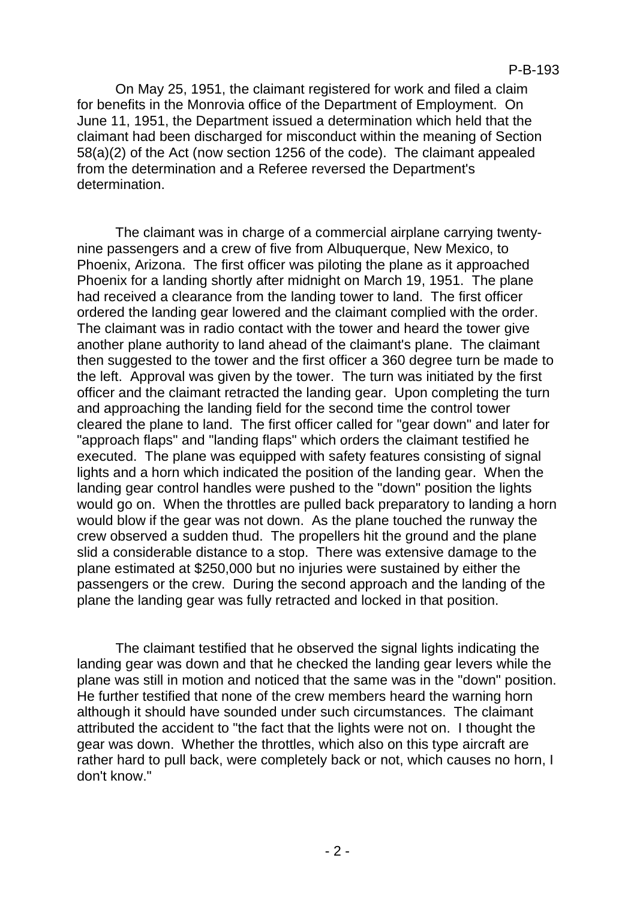On May 25, 1951, the claimant registered for work and filed a claim for benefits in the Monrovia office of the Department of Employment. On June 11, 1951, the Department issued a determination which held that the claimant had been discharged for misconduct within the meaning of Section 58(a)(2) of the Act (now section 1256 of the code). The claimant appealed from the determination and a Referee reversed the Department's determination.

The claimant was in charge of a commercial airplane carrying twenty-nine passengers and a crew of five from Albuquerque, New Mexico, to Phoenix, Arizona. The first officer was piloting the plane as it approached Phoenix for a landing shortly after midnight on March 19, 1951. The plane had received a clearance from the landing tower to land. The first officer ordered the landing gear lowered and the claimant complied with the order. The claimant was in radio contact with the tower and heard the tower give another plane authority to land ahead of the claimant's plane. The claimant then suggested to the tower and the first officer a 360 degree turn be made to the left. Approval was given by the tower. The turn was initiated by the first officer and the claimant retracted the landing gear. Upon completing the turn and approaching the landing field for the second time the control tower cleared the plane to land. The first officer called for "gear down" and later for "approach flaps" and "landing flaps" which orders the claimant testified he executed. The plane was equipped with safety features consisting of signal lights and a horn which indicated the position of the landing gear. When the landing gear control handles were pushed to the "down" position the lights would go on. When the throttles are pulled back preparatory to landing a horn would blow if the gear was not down. As the plane touched the runway the crew observed a sudden thud. The propellers hit the ground and the plane slid a considerable distance to a stop. There was extensive damage to the plane estimated at $250,000 but no injuries were sustained by either the passengers or the crew. During the second approach and the landing of the plane the landing gear was fully retracted and locked in that position.

The claimant testified that he observed the signal lights indicating the landing gear was down and that he checked the landing gear levers while the plane was still in motion and noticed that the same was in the "down" position. He further testified that none of the crew members heard the warning horn although it should have sounded under such circumstances. The claimant attributed the accident to "the fact that the lights were not on. I thought the gear was down. Whether the throttles, which also on this type aircraft are rather hard to pull back, were completely back or not, which causes no horn, I don't know."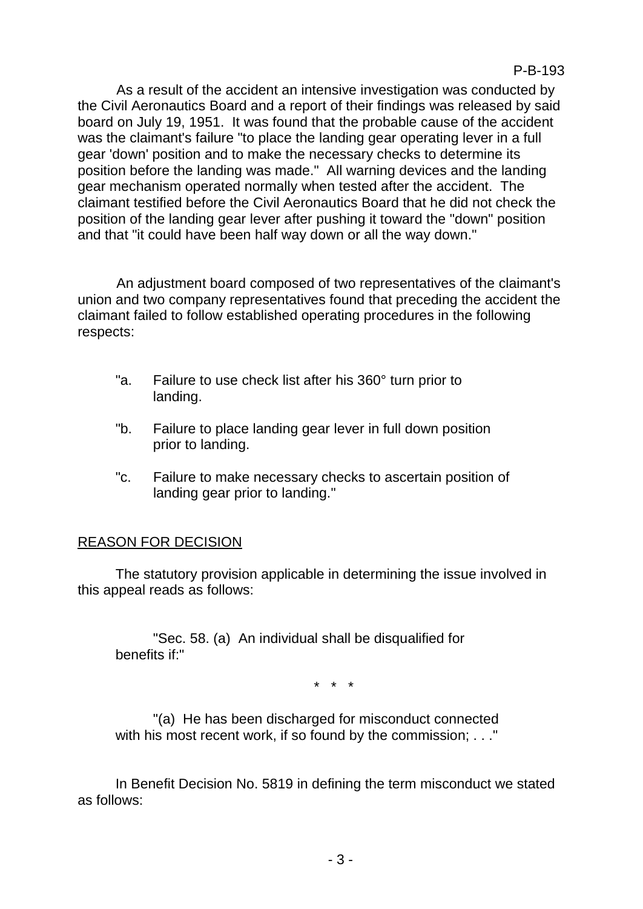As a result of the accident an intensive investigation was conducted by the Civil Aeronautics Board and a report of their findings was released by said board on July 19, 1951. It was found that the probable cause of the accident was the claimant's failure "to place the landing gear operating lever in a full gear 'down' position and to make the necessary checks to determine its position before the landing was made." All warning devices and the landing gear mechanism operated normally when tested after the accident. The claimant testified before the Civil Aeronautics Board that he did not check the position of the landing gear lever after pushing it toward the "down" position and that "it could have been half way down or all the way down."

An adjustment board composed of two representatives of the claimant's union and two company representatives found that preceding the accident the claimant failed to follow established operating procedures in the following respects:

> "a. Failure to use check list after his 360° turn prior to landing.
>
> "b. Failure to place landing gear lever in full down position prior to landing.
>
> "c. Failure to make necessary checks to ascertain position of landing gear prior to landing."

<u>REASON FOR DECISION</u>

The statutory provision applicable in determining the issue involved in this appeal reads as follows:

> "Sec. 58. (a) An individual shall be disqualified for benefits if:"
>
> \* \* \*
>
> "(a) He has been discharged for misconduct connected with his most recent work, if so found by the commission; . . ."

In Benefit Decision No. 5819 in defining the term misconduct we stated as follows: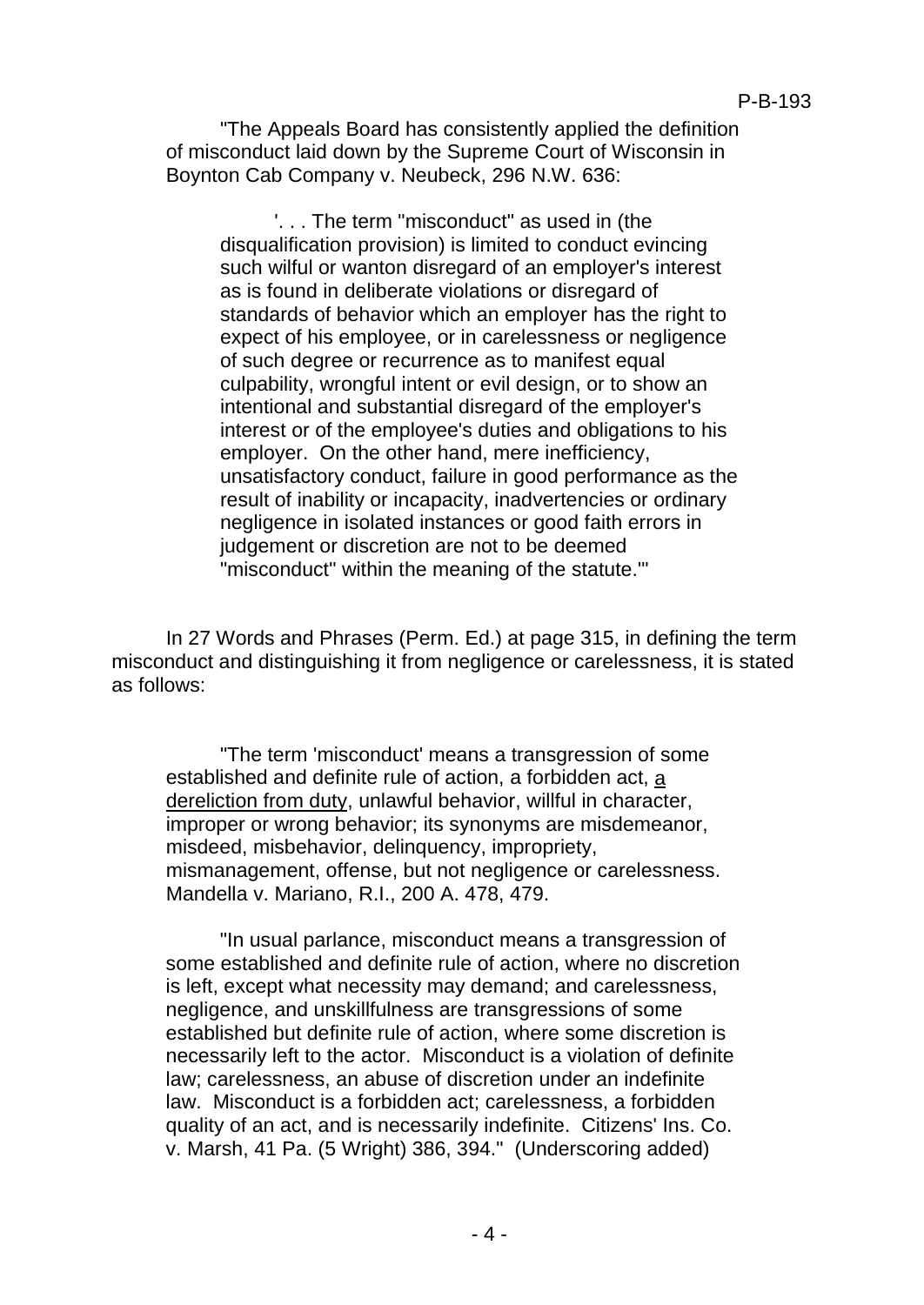"The Appeals Board has consistently applied the definition of misconduct laid down by the Supreme Court of Wisconsin in Boynton Cab Company v. Neubeck, 296 N.W. 636:

> '. . . The term "misconduct" as used in (the disqualification provision) is limited to conduct evincing such wilful or wanton disregard of an employer's interest as is found in deliberate violations or disregard of standards of behavior which an employer has the right to expect of his employee, or in carelessness or negligence of such degree or recurrence as to manifest equal culpability, wrongful intent or evil design, or to show an intentional and substantial disregard of the employer's interest or of the employee's duties and obligations to his employer. On the other hand, mere inefficiency, unsatisfactory conduct, failure in good performance as the result of inability or incapacity, inadvertencies or ordinary negligence in isolated instances or good faith errors in judgement or discretion are not to be deemed "misconduct" within the meaning of the statute.'"

In 27 Words and Phrases (Perm. Ed.) at page 315, in defining the term misconduct and distinguishing it from negligence or carelessness, it is stated as follows:

> "The term 'misconduct' means a transgression of some established and definite rule of action, a forbidden act, <u>a dereliction from duty</u>, unlawful behavior, willful in character, improper or wrong behavior; its synonyms are misdemeanor, misdeed, misbehavior, delinquency, impropriety, mismanagement, offense, but not negligence or carelessness. Mandella v. Mariano, R.I., 200 A. 478, 479.
>
> "In usual parlance, misconduct means a transgression of some established and definite rule of action, where no discretion is left, except what necessity may demand; and carelessness, negligence, and unskillfulness are transgressions of some established but definite rule of action, where some discretion is necessarily left to the actor. Misconduct is a violation of definite law; carelessness, an abuse of discretion under an indefinite law. Misconduct is a forbidden act; carelessness, a forbidden quality of an act, and is necessarily indefinite. Citizens' Ins. Co. v. Marsh, 41 Pa. (5 Wright) 386, 394." (Underscoring added)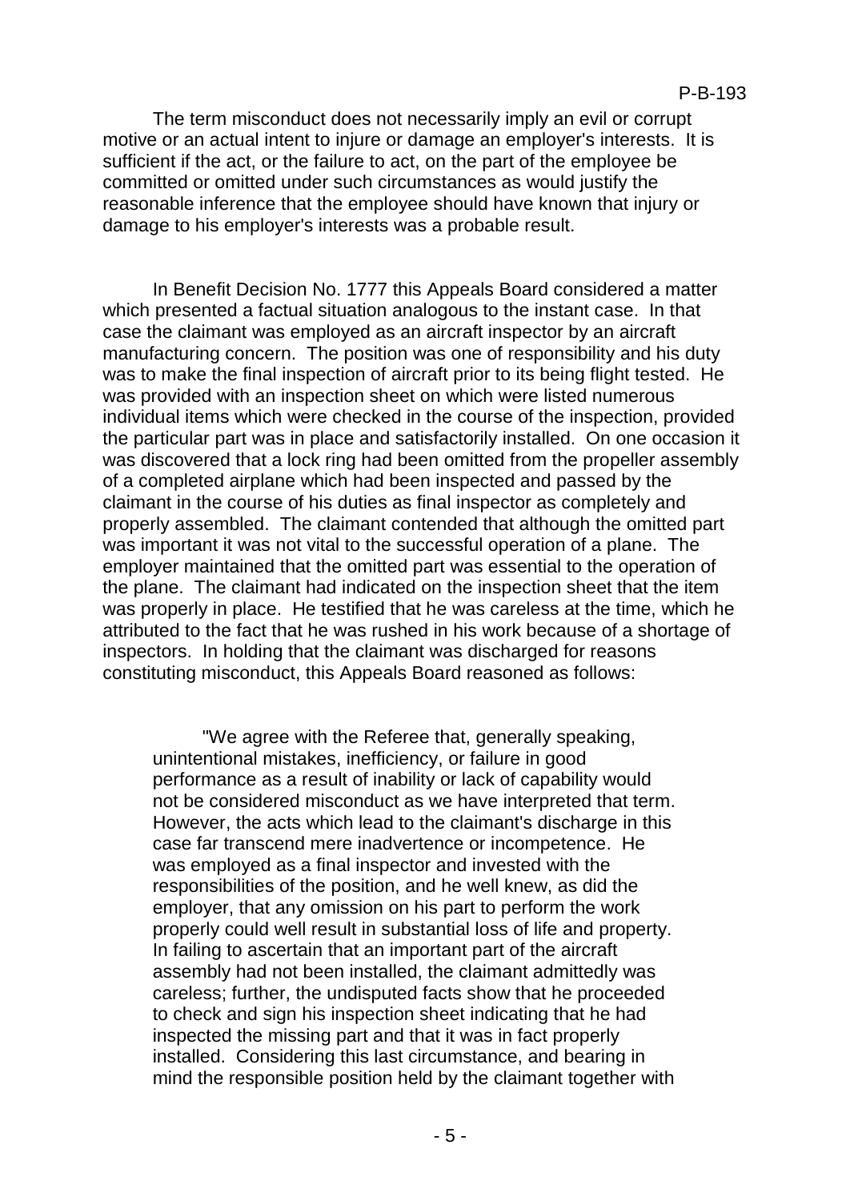The term misconduct does not necessarily imply an evil or corrupt motive or an actual intent to injure or damage an employer's interests. It is sufficient if the act, or the failure to act, on the part of the employee be committed or omitted under such circumstances as would justify the reasonable inference that the employee should have known that injury or damage to his employer's interests was a probable result.

In Benefit Decision No. 1777 this Appeals Board considered a matter which presented a factual situation analogous to the instant case. In that case the claimant was employed as an aircraft inspector by an aircraft manufacturing concern. The position was one of responsibility and his duty was to make the final inspection of aircraft prior to its being flight tested. He was provided with an inspection sheet on which were listed numerous individual items which were checked in the course of the inspection, provided the particular part was in place and satisfactorily installed. On one occasion it was discovered that a lock ring had been omitted from the propeller assembly of a completed airplane which had been inspected and passed by the claimant in the course of his duties as final inspector as completely and properly assembled. The claimant contended that although the omitted part was important it was not vital to the successful operation of a plane. The employer maintained that the omitted part was essential to the operation of the plane. The claimant had indicated on the inspection sheet that the item was properly in place. He testified that he was careless at the time, which he attributed to the fact that he was rushed in his work because of a shortage of inspectors. In holding that the claimant was discharged for reasons constituting misconduct, this Appeals Board reasoned as follows:

> "We agree with the Referee that, generally speaking, unintentional mistakes, inefficiency, or failure in good performance as a result of inability or lack of capability would not be considered misconduct as we have interpreted that term. However, the acts which lead to the claimant's discharge in this case far transcend mere inadvertence or incompetence. He was employed as a final inspector and invested with the responsibilities of the position, and he well knew, as did the employer, that any omission on his part to perform the work properly could well result in substantial loss of life and property. In failing to ascertain that an important part of the aircraft assembly had not been installed, the claimant admittedly was careless; further, the undisputed facts show that he proceeded to check and sign his inspection sheet indicating that he had inspected the missing part and that it was in fact properly installed. Considering this last circumstance, and bearing in mind the responsible position held by the claimant together with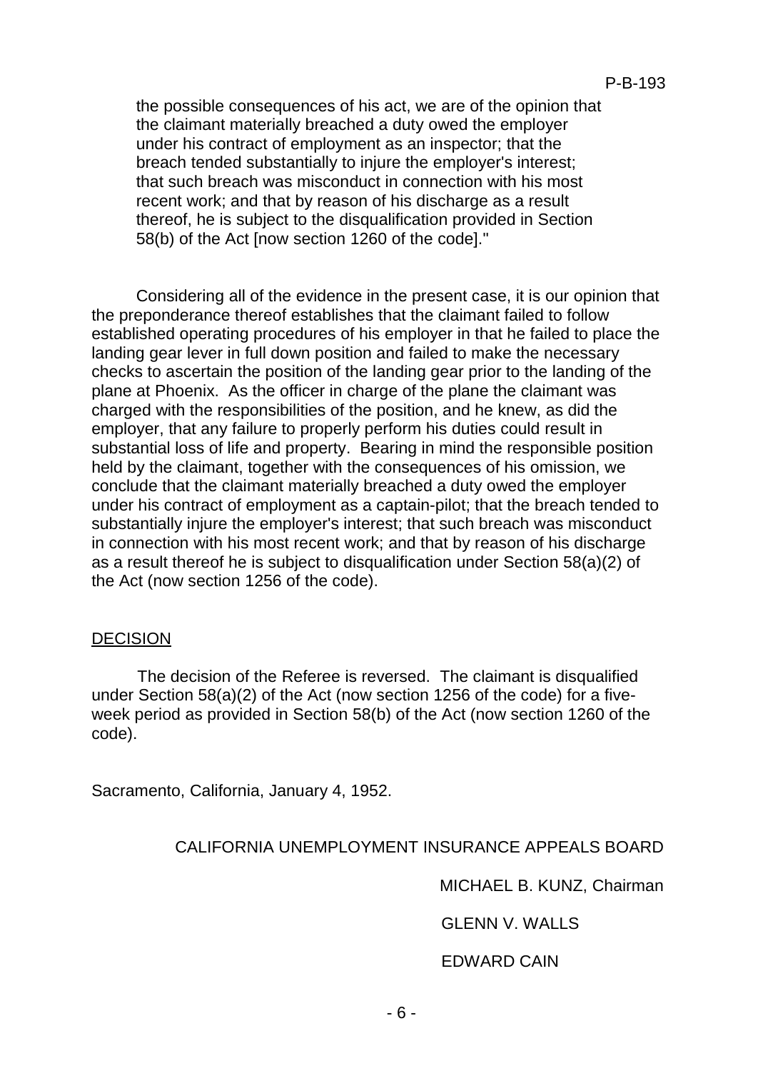> the possible consequences of his act, we are of the opinion that the claimant materially breached a duty owed the employer under his contract of employment as an inspector; that the breach tended substantially to injure the employer's interest; that such breach was misconduct in connection with his most recent work; and that by reason of his discharge as a result thereof, he is subject to the disqualification provided in Section 58(b) of the Act [now section 1260 of the code]."

Considering all of the evidence in the present case, it is our opinion that the preponderance thereof establishes that the claimant failed to follow established operating procedures of his employer in that he failed to place the landing gear lever in full down position and failed to make the necessary checks to ascertain the position of the landing gear prior to the landing of the plane at Phoenix. As the officer in charge of the plane the claimant was charged with the responsibilities of the position, and he knew, as did the employer, that any failure to properly perform his duties could result in substantial loss of life and property. Bearing in mind the responsible position held by the claimant, together with the consequences of his omission, we conclude that the claimant materially breached a duty owed the employer under his contract of employment as a captain-pilot; that the breach tended to substantially injure the employer's interest; that such breach was misconduct in connection with his most recent work; and that by reason of his discharge as a result thereof he is subject to disqualification under Section 58(a)(2) of the Act (now section 1256 of the code).

## DECISION

The decision of the Referee is reversed. The claimant is disqualified under Section 58(a)(2) of the Act (now section 1256 of the code) for a five-week period as provided in Section 58(b) of the Act (now section 1260 of the code).

Sacramento, California, January 4, 1952.

CALIFORNIA UNEMPLOYMENT INSURANCE APPEALS BOARD

MICHAEL B. KUNZ, Chairman

GLENN V. WALLS

EDWARD CAIN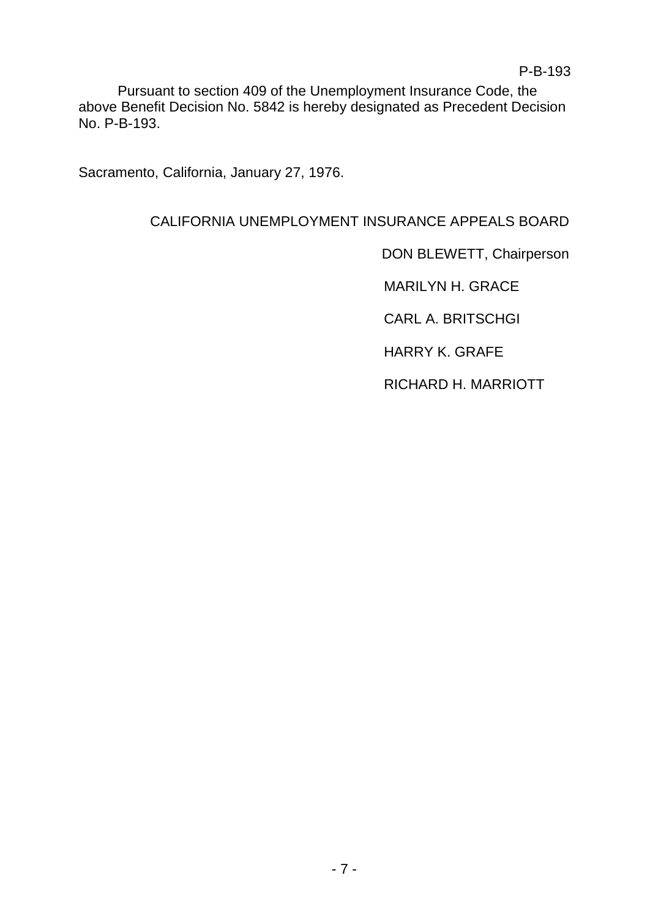Pursuant to section 409 of the Unemployment Insurance Code, the above Benefit Decision No. 5842 is hereby designated as Precedent Decision No. P-B-193.

Sacramento, California, January 27, 1976.

CALIFORNIA UNEMPLOYMENT INSURANCE APPEALS BOARD

DON BLEWETT, Chairperson

MARILYN H. GRACE

CARL A. BRITSCHGI

HARRY K. GRAFE

RICHARD H. MARRIOTT